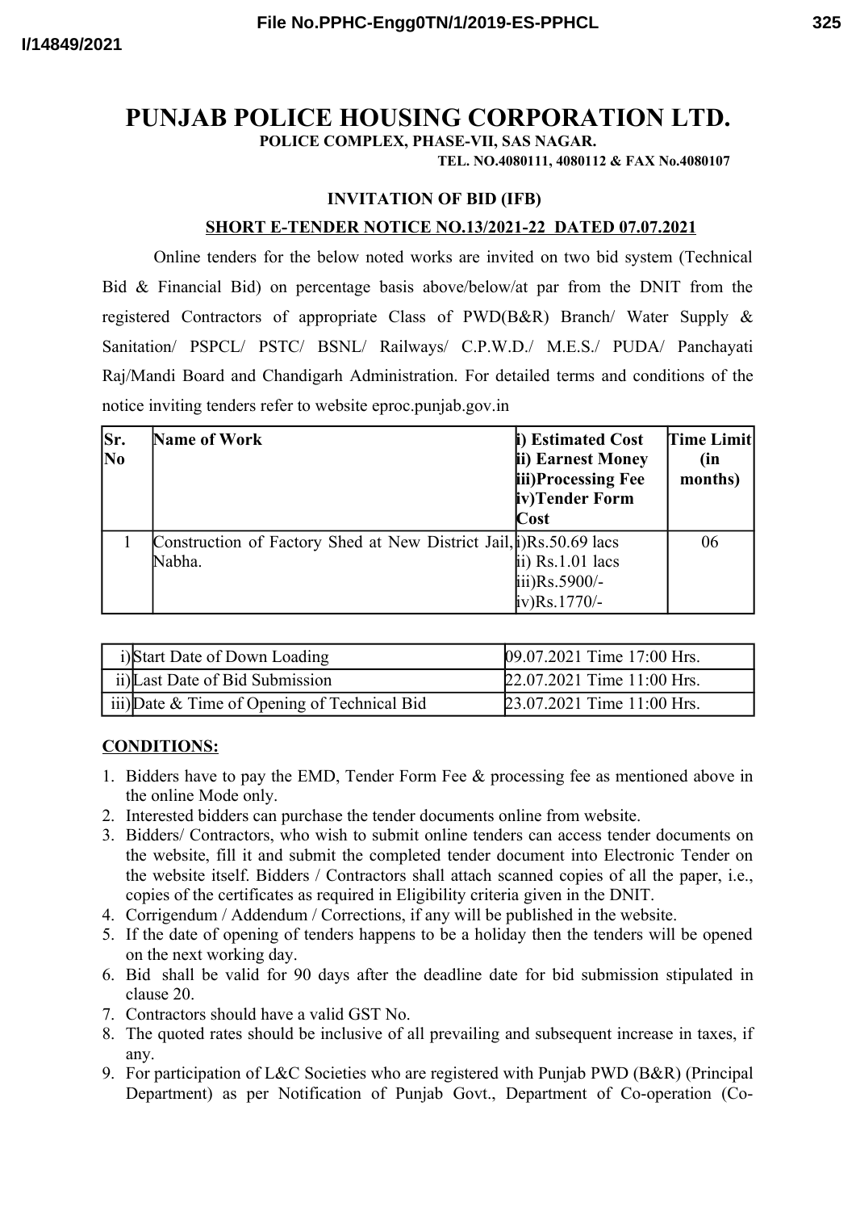# PUNJAB POLICE HOUSING CORPORATION LTD.

**POLICE COMPLEX, PHASE-VII, SAS NAGAR.**

**TEL. NO.4080111, 4080112 & FAX No.4080107**

**INVITATION OF BID (IFB)**

**SHORT E-TENDER NOTICE NO.13/2021-22 DATED 07.07.2021**

Online tenders for the below noted works are invited on two bid system (Technical Bid & Financial Bid) on percentage basis above/below/at par from the DNIT from the registered Contractors of appropriate Class of PWD(B&R) Branch/ Water Supply & Sanitation/ PSPCL/ PSTC/ BSNL/ Railways/ C.P.W.D./ M.E.S./ PUDA/ Panchayati Raj/Mandi Board and Chandigarh Administration. For detailed terms and conditions of the notice inviting tenders refer to website eproc.punjab.gov.in

| Sr. No | Name of Work | i) Estimated Cost ii) Earnest Money iii)Processing Fee iv)Tender Form Cost | Time Limit (in months) |
|---|---|---|---|
| 1 | Construction of Factory Shed at New District Jail, Nabha. | i)Rs.50.69 lacs ii) Rs.1.01 lacs iii)Rs.5900/- iv)Rs.1770/- | 06 |

| | | |
|---|---|---|
| i) | Start Date of Down Loading | 09.07.2021 Time 17:00 Hrs. |
| ii) | Last Date of Bid Submission | 22.07.2021 Time 11:00 Hrs. |
| iii) | Date & Time of Opening of Technical Bid | 23.07.2021 Time 11:00 Hrs. |

**CONDITIONS:**

1. Bidders have to pay the EMD, Tender Form Fee & processing fee as mentioned above in the online Mode only.
2. Interested bidders can purchase the tender documents online from website.
3. Bidders/ Contractors, who wish to submit online tenders can access tender documents on the website, fill it and submit the completed tender document into Electronic Tender on the website itself. Bidders / Contractors shall attach scanned copies of all the paper, i.e., copies of the certificates as required in Eligibility criteria given in the DNIT.
4. Corrigendum / Addendum / Corrections, if any will be published in the website.
5. If the date of opening of tenders happens to be a holiday then the tenders will be opened on the next working day.
6. Bid shall be valid for 90 days after the deadline date for bid submission stipulated in clause 20.
7. Contractors should have a valid GST No.
8. The quoted rates should be inclusive of all prevailing and subsequent increase in taxes, if any.
9. For participation of L&C Societies who are registered with Punjab PWD (B&R) (Principal Department) as per Notification of Punjab Govt., Department of Co-operation (Co-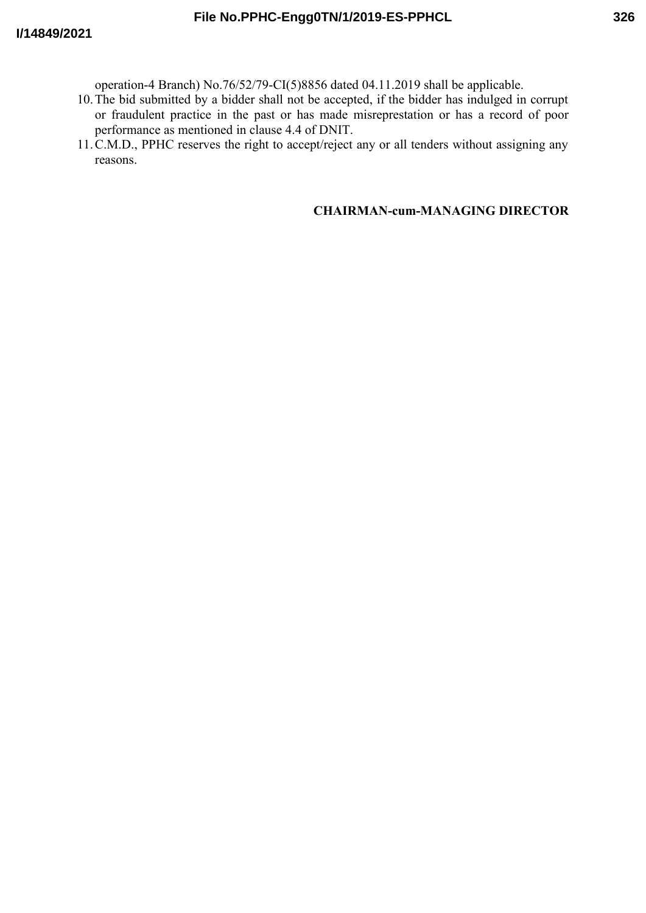operation-4 Branch) No.76/52/79-CI(5)8856 dated 04.11.2019 shall be applicable.

10. The bid submitted by a bidder shall not be accepted, if the bidder has indulged in corrupt or fraudulent practice in the past or has made misreprestation or has a record of poor performance as mentioned in clause 4.4 of DNIT.
11. C.M.D., PPHC reserves the right to accept/reject any or all tenders without assigning any reasons.

**CHAIRMAN-cum-MANAGING DIRECTOR**